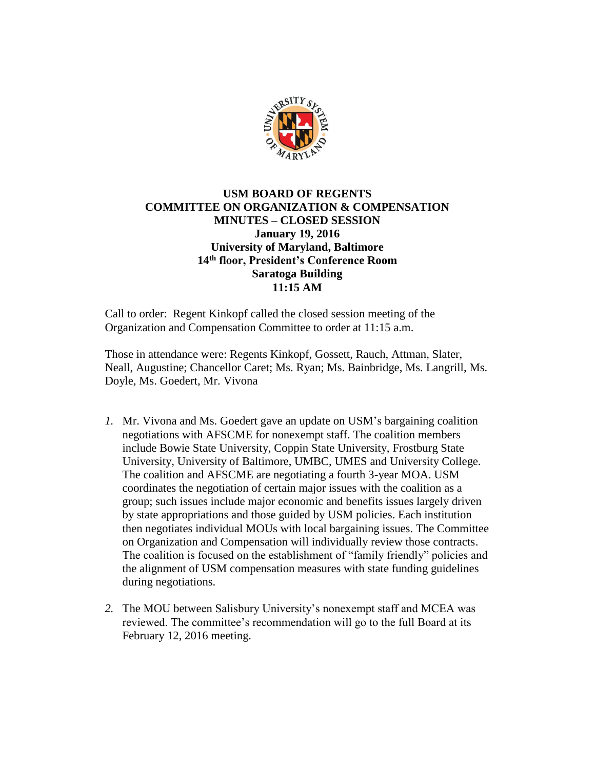**USM BOARD OF REGENTS**
**COMMITTEE ON ORGANIZATION & COMPENSATION**
**MINUTES – CLOSED SESSION**
**January 19, 2016**
**University of Maryland, Baltimore**
**14th floor, President's Conference Room**
**Saratoga Building**
**11:15 AM**

Call to order: Regent Kinkopf called the closed session meeting of the Organization and Compensation Committee to order at 11:15 a.m.

Those in attendance were: Regents Kinkopf, Gossett, Rauch, Attman, Slater, Neall, Augustine; Chancellor Caret; Ms. Ryan; Ms. Bainbridge, Ms. Langrill, Ms. Doyle, Ms. Goedert, Mr. Vivona

1. Mr. Vivona and Ms. Goedert gave an update on USM's bargaining coalition negotiations with AFSCME for nonexempt staff. The coalition members include Bowie State University, Coppin State University, Frostburg State University, University of Baltimore, UMBC, UMES and University College. The coalition and AFSCME are negotiating a fourth 3-year MOA. USM coordinates the negotiation of certain major issues with the coalition as a group; such issues include major economic and benefits issues largely driven by state appropriations and those guided by USM policies. Each institution then negotiates individual MOUs with local bargaining issues. The Committee on Organization and Compensation will individually review those contracts. The coalition is focused on the establishment of "family friendly" policies and the alignment of USM compensation measures with state funding guidelines during negotiations.

2. The MOU between Salisbury University's nonexempt staff and MCEA was reviewed. The committee's recommendation will go to the full Board at its February 12, 2016 meeting.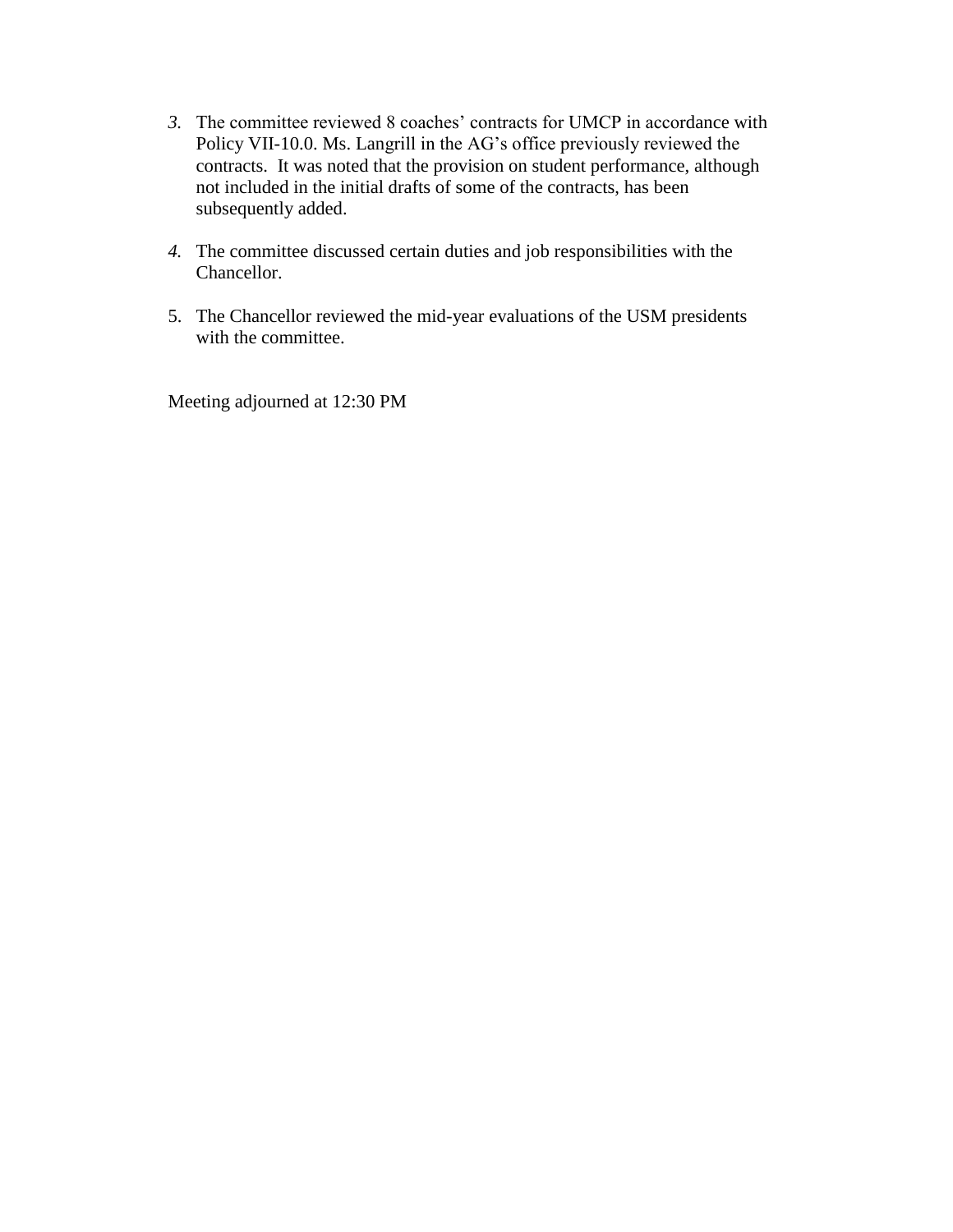3. The committee reviewed 8 coaches' contracts for UMCP in accordance with Policy VII-10.0. Ms. Langrill in the AG's office previously reviewed the contracts. It was noted that the provision on student performance, although not included in the initial drafts of some of the contracts, has been subsequently added.

4. The committee discussed certain duties and job responsibilities with the Chancellor.

5. The Chancellor reviewed the mid-year evaluations of the USM presidents with the committee.

Meeting adjourned at 12:30 PM